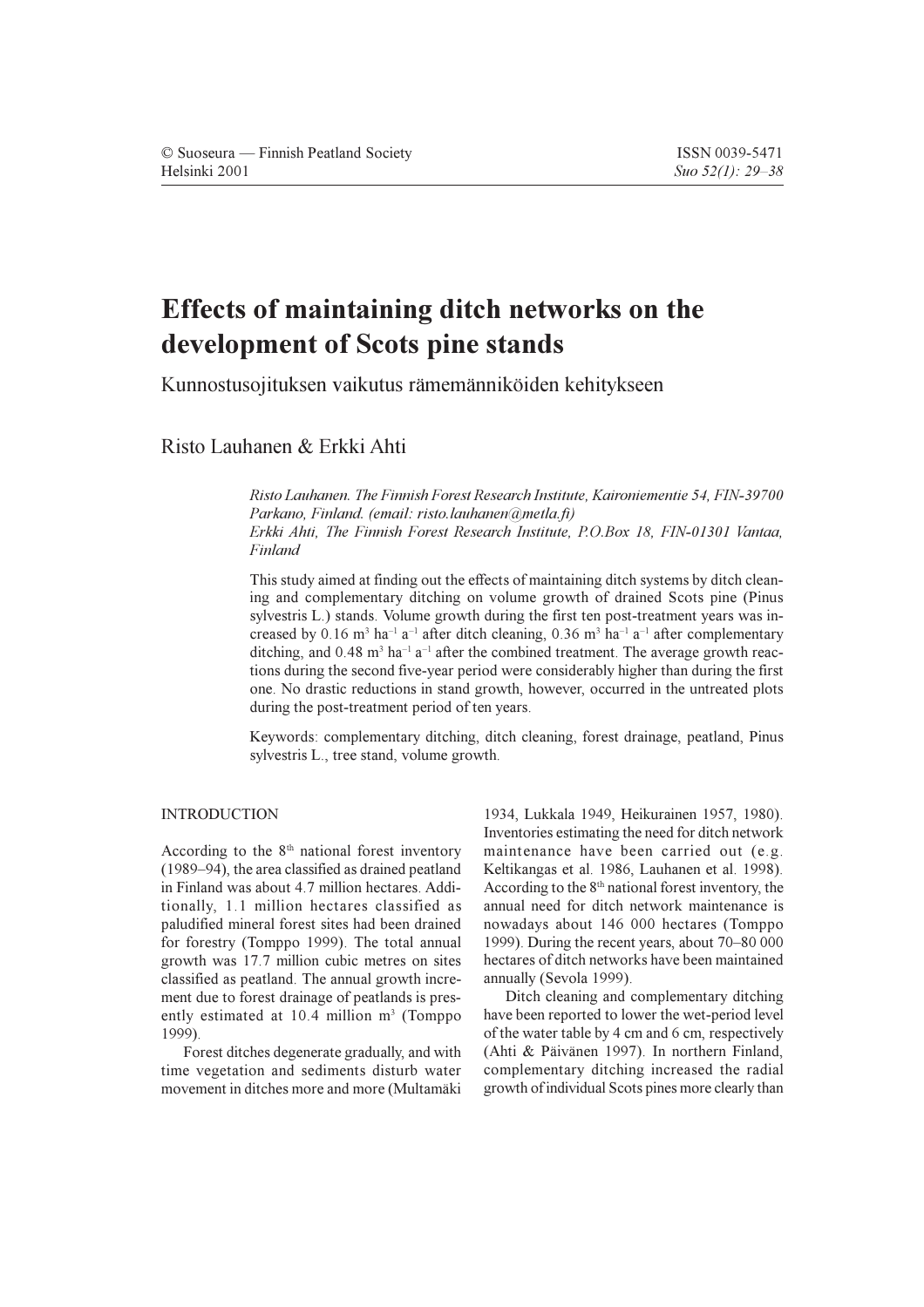© Suoseura — Finnish Peatland Society
Helsinki 2001

ISSN 0039-5471

# Effects of maintaining ditch networks on the development of Scots pine stands

Kunnostusojituksen vaikutus rämemänniköiden kehitykseen

Risto Lauhanen & Erkki Ahti

*Risto Lauhanen. The Finnish Forest Research Institute, Kaironiementie 54, FIN-39700 Parkano, Finland. (email: risto.lauhanen@metla.fi)*
*Erkki Ahti, The Finnish Forest Research Institute, P.O.Box 18, FIN-01301 Vantaa, Finland*

This study aimed at finding out the effects of maintaining ditch systems by ditch cleaning and complementary ditching on volume growth of drained Scots pine (Pinus sylvestris L.) stands. Volume growth during the first ten post-treatment years was increased by 0.16 $m^3$ $ha^{-1}$ $a^{-1}$ after ditch cleaning, 0.36 $m^3$ $ha^{-1}$ $a^{-1}$ after complementary ditching, and 0.48 $m^3$ $ha^{-1}$ $a^{-1}$ after the combined treatment. The average growth reactions during the second five-year period were considerably higher than during the first one. No drastic reductions in stand growth, however, occurred in the untreated plots during the post-treatment period of ten years.

Keywords: complementary ditching, ditch cleaning, forest drainage, peatland, Pinus sylvestris L., tree stand, volume growth.

## INTRODUCTION

According to the 8[th] national forest inventory (1989–94), the area classified as drained peatland in Finland was about 4.7 million hectares. Additionally, 1.1 million hectares classified as paludified mineral forest sites had been drained for forestry (Tomppo 1999). The total annual growth was 17.7 million cubic metres on sites classified as peatland. The annual growth increment due to forest drainage of peatlands is presently estimated at 10.4 million $m^3$ (Tomppo 1999).

Forest ditches degenerate gradually, and with time vegetation and sediments disturb water movement in ditches more and more (Multamäki 1934, Lukkala 1949, Heikurainen 1957, 1980). Inventories estimating the need for ditch network maintenance have been carried out (e.g. Keltikangas et al. 1986, Lauhanen et al. 1998). According to the 8[th] national forest inventory, the annual need for ditch network maintenance is nowadays about 146 000 hectares (Tomppo 1999). During the recent years, about 70–80 000 hectares of ditch networks have been maintained annually (Sevola 1999).

Ditch cleaning and complementary ditching have been reported to lower the wet-period level of the water table by 4 cm and 6 cm, respectively (Ahti & Päivänen 1997). In northern Finland, complementary ditching increased the radial growth of individual Scots pines more clearly than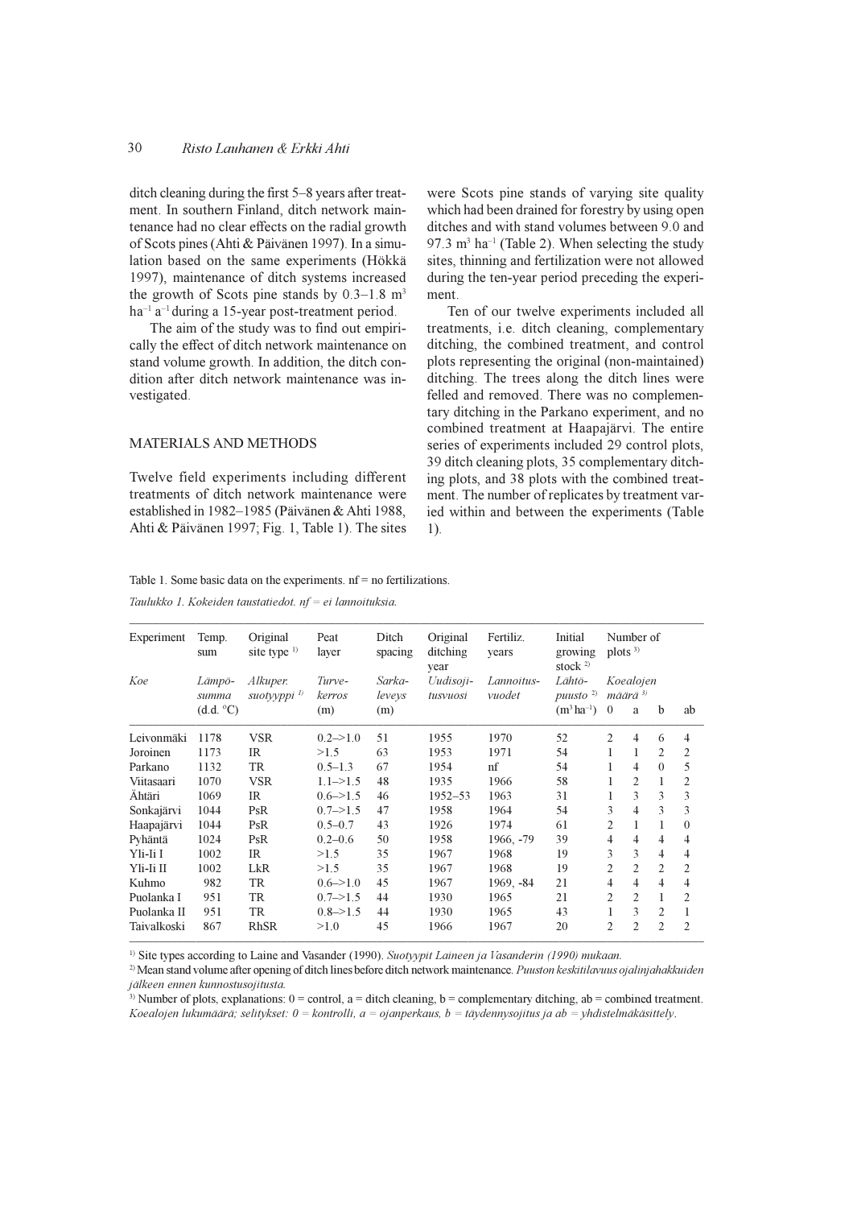ditch cleaning during the first 5–8 years after treatment. In southern Finland, ditch network maintenance had no clear effects on the radial growth of Scots pines (Ahti & Päivänen 1997). In a simulation based on the same experiments (Hökkä 1997), maintenance of ditch systems increased the growth of Scots pine stands by 0.3–1.8 m$^3$ ha$^{-1}$ a$^{-1}$ during a 15-year post-treatment period.

The aim of the study was to find out empirically the effect of ditch network maintenance on stand volume growth. In addition, the ditch condition after ditch network maintenance was investigated.

## MATERIALS AND METHODS

Twelve field experiments including different treatments of ditch network maintenance were established in 1982–1985 (Päivänen & Ahti 1988, Ahti & Päivänen 1997; Fig. 1, Table 1). The sites were Scots pine stands of varying site quality which had been drained for forestry by using open ditches and with stand volumes between 9.0 and 97.3 m$^3$ ha$^{-1}$ (Table 2). When selecting the study sites, thinning and fertilization were not allowed during the ten-year period preceding the experiment.

Ten of our twelve experiments included all treatments, i.e. ditch cleaning, complementary ditching, the combined treatment, and control plots representing the original (non-maintained) ditching. The trees along the ditch lines were felled and removed. There was no complementary ditching in the Parkano experiment, and no combined treatment at Haapajärvi. The entire series of experiments included 29 control plots, 39 ditch cleaning plots, 35 complementary ditching plots, and 38 plots with the combined treatment. The number of replicates by treatment varied within and between the experiments (Table 1).

Table 1. Some basic data on the experiments. nf = no fertilizations.

*Taulukko 1. Kokeiden taustatiedot. nf = ei lannoituksia.*

| Experiment *Koe* | Temp. sum *Lämpö-summa* (d.d. °C) | Original site type [1] *Alkuper. suotyyppi* [1] | Peat layer *Turve-kerros* (m) | Ditch spacing *Sarka-leveys* (m) | Original ditching year *Uudisoji-tusvuosi* | Fertiliz. years *Lannoitus-vuodet* | Initial growing stock [2] *Lähtö-puusto* [2] (m$^3$ha$^{-1}$) | Number of plots [3] *Koealojen määrä* [3] 0 | a | b | ab |
|---|---|---|---|---|---|---|---|---|---|---|---|
| Leivonmäki | 1178 | VSR | 0.2–>1.0 | 51 | 1955 | 1970 | 52 | 2 | 4 | 6 | 4 |
| Joroinen | 1173 | IR | >1.5 | 63 | 1953 | 1971 | 54 | 1 | 1 | 2 | 2 |
| Parkano | 1132 | TR | 0.5–1.3 | 67 | 1954 | nf | 54 | 1 | 4 | 0 | 5 |
| Viitasaari | 1070 | VSR | 1.1–>1.5 | 48 | 1935 | 1966 | 58 | 1 | 2 | 1 | 2 |
| Ähtäri | 1069 | IR | 0.6–>1.5 | 46 | 1952–53 | 1963 | 31 | 1 | 3 | 3 | 3 |
| Sonkajärvi | 1044 | PsR | 0.7–>1.5 | 47 | 1958 | 1964 | 54 | 3 | 4 | 3 | 3 |
| Haapajärvi | 1044 | PsR | 0.5–0.7 | 43 | 1926 | 1974 | 61 | 2 | 1 | 1 | 0 |
| Pyhäntä | 1024 | PsR | 0.2–0.6 | 50 | 1958 | 1966, -79 | 39 | 4 | 4 | 4 | 4 |
| Yli-Ii I | 1002 | IR | >1.5 | 35 | 1967 | 1968 | 19 | 3 | 3 | 4 | 4 |
| Yli-Ii II | 1002 | LkR | >1.5 | 35 | 1967 | 1968 | 19 | 2 | 2 | 2 | 2 |
| Kuhmo | 982 | TR | 0.6–>1.0 | 45 | 1967 | 1969, -84 | 21 | 4 | 4 | 4 | 4 |
| Puolanka I | 951 | TR | 0.7–>1.5 | 44 | 1930 | 1965 | 21 | 2 | 2 | 1 | 2 |
| Puolanka II | 951 | TR | 0.8–>1.5 | 44 | 1930 | 1965 | 43 | 1 | 3 | 2 | 1 |
| Taivalkoski | 867 | RhSR | >1.0 | 45 | 1966 | 1967 | 20 | 2 | 2 | 2 | 2 |

[1] Site types according to Laine and Vasander (1990). *Suotyypit Laineen ja Vasanderin (1990) mukaan.*

[2] Mean stand volume after opening of ditch lines before ditch network maintenance. *Puuston keskitilavuus ojalinjahakkuiden jälkeen ennen kunnostusojitusta.*

[3] Number of plots, explanations: 0 = control, a = ditch cleaning, b = complementary ditching, ab = combined treatment. *Koealojen lukumäärä; selitykset: 0 = kontrolli, a = ojanperkaus, b = täydennysojitus ja ab = yhdistelmäkäsittely.*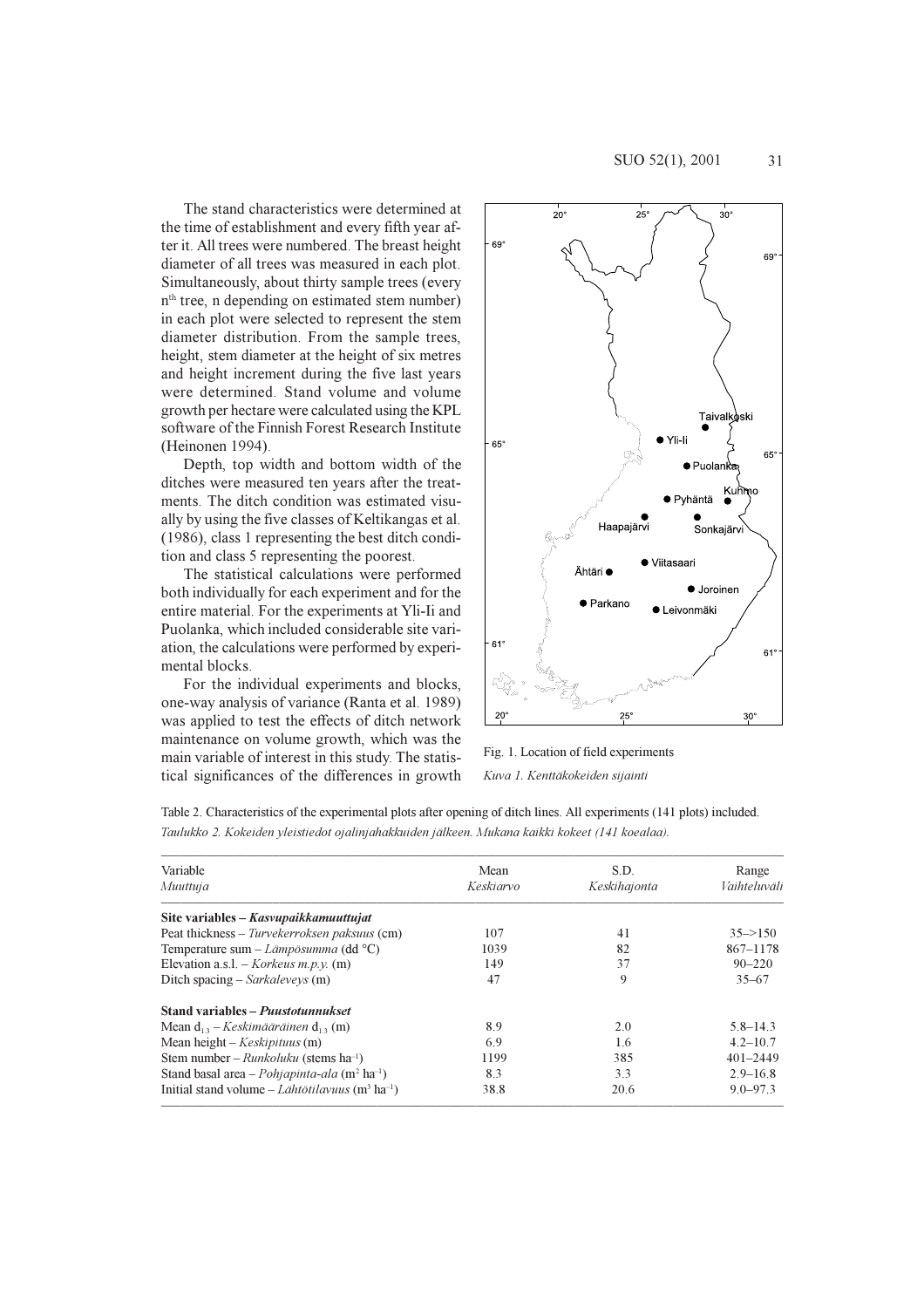The stand characteristics were determined at the time of establishment and every fifth year after it. All trees were numbered. The breast height diameter of all trees was measured in each plot. Simultaneously, about thirty sample trees (every $n^{th}$ tree, n depending on estimated stem number) in each plot were selected to represent the stem diameter distribution. From the sample trees, height, stem diameter at the height of six metres and height increment during the five last years were determined. Stand volume and volume growth per hectare were calculated using the KPL software of the Finnish Forest Research Institute (Heinonen 1994).

Depth, top width and bottom width of the ditches were measured ten years after the treatments. The ditch condition was estimated visually by using the five classes of Keltikangas et al. (1986), class 1 representing the best ditch condition and class 5 representing the poorest.

The statistical calculations were performed both individually for each experiment and for the entire material. For the experiments at Yli-Ii and Puolanka, which included considerable site variation, the calculations were performed by experimental blocks.

For the individual experiments and blocks, one-way analysis of variance (Ranta et al. 1989) was applied to test the effects of ditch network maintenance on volume growth, which was the main variable of interest in this study. The statistical significances of the differences in growth

Fig. 1. Location of field experiments

*Kuva 1. Kenttäkokeiden sijainti*

Table 2. Characteristics of the experimental plots after opening of ditch lines. All experiments (141 plots) included.

*Taulukko 2. Kokeiden yleistiedot ojalinjahakkuiden jälkeen. Mukana kaikki kokeet (141 koealaa).*

| Variable *Muuttuja* | Mean *Keskiarvo* | S.D. *Keskihajonta* | Range *Vaihteluväli* |
|---|---|---|---|
| **Site variables – *Kasvupaikkamuuttujat*** | | | |
| Peat thickness – *Turvekerroksen paksuus* (cm) | 107 | 41 | 35–>150 |
| Temperature sum – *Lämpösumma* (dd °C) | 1039 | 82 | 867–1178 |
| Elevation a.s.l. – *Korkeus m.p.y.* (m) | 149 | 37 | 90–220 |
| Ditch spacing – *Sarkaleveys* (m) | 47 | 9 | 35–67 |
| **Stand variables – *Puustotunnukset*** | | | |
| Mean $d_{1.3}$ – *Keskimääräinen* $d_{1.3}$ (m) | 8.9 | 2.0 | 5.8–14.3 |
| Mean height – *Keskipituus* (m) | 6.9 | 1.6 | 4.2–10.7 |
| Stem number – *Runkoluku* (stems $ha^{-1}$) | 1199 | 385 | 401–2449 |
| Stand basal area – *Pohjapinta-ala* ($m^2$ $ha^{-1}$) | 8.3 | 3.3 | 2.9–16.8 |
| Initial stand volume – *Lähtötilavuus* ($m^3$ $ha^{-1}$) | 38.8 | 20.6 | 9.0–97.3 |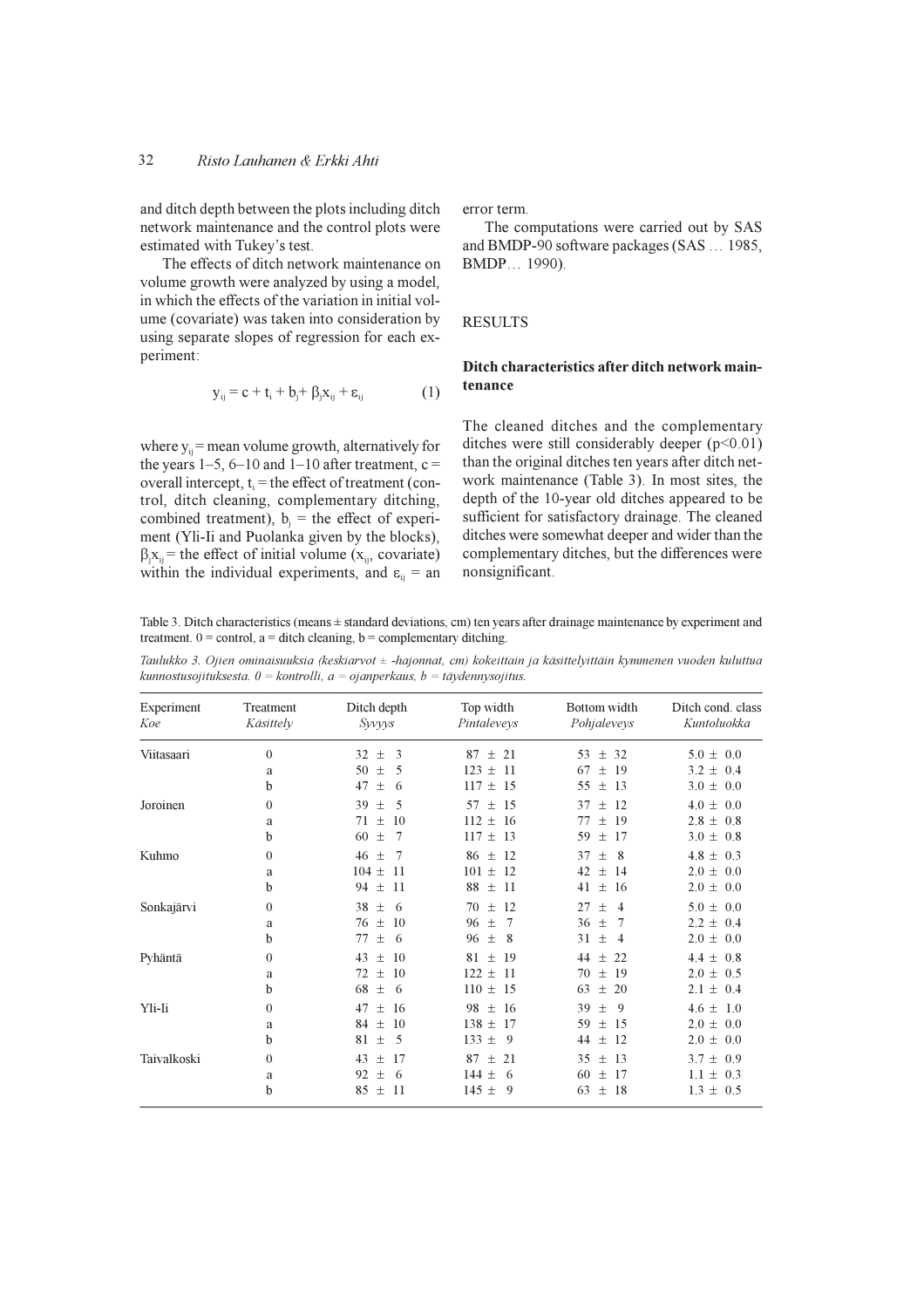and ditch depth between the plots including ditch network maintenance and the control plots were estimated with Tukey's test.

The effects of ditch network maintenance on volume growth were analyzed by using a model, in which the effects of the variation in initial volume (covariate) was taken into consideration by using separate slopes of regression for each experiment:

$$y_{ij} = c + t_i + b_j + \beta_j x_{ij} + \varepsilon_{ij} \qquad (1)$$

where $y_{ij}$ = mean volume growth, alternatively for the years 1–5, 6–10 and 1–10 after treatment, $c$ = overall intercept, $t_i$ = the effect of treatment (control, ditch cleaning, complementary ditching, combined treatment), $b_j$ = the effect of experiment (Yli-Ii and Puolanka given by the blocks), $\beta_j x_{ij}$ = the effect of initial volume ($x_{ij}$, covariate) within the individual experiments, and $\varepsilon_{ij}$ = an error term.

The computations were carried out by SAS and BMDP-90 software packages (SAS … 1985, BMDP… 1990).

## RESULTS

### Ditch characteristics after ditch network maintenance

The cleaned ditches and the complementary ditches were still considerably deeper ($p<0.01$) than the original ditches ten years after ditch network maintenance (Table 3). In most sites, the depth of the 10-year old ditches appeared to be sufficient for satisfactory drainage. The cleaned ditches were somewhat deeper and wider than the complementary ditches, but the differences were nonsignificant.

Table 3. Ditch characteristics (means ± standard deviations, cm) ten years after drainage maintenance by experiment and treatment. 0 = control, a = ditch cleaning, b = complementary ditching.

*Taulukko 3. Ojien ominaisuuksia (keskiarvot ± -hajonnat, cm) kokeittain ja käsittelyittäin kymmenen vuoden kuluttua kunnostusojituksesta. 0 = kontrolli, a = ojanperkaus, b = täydennysojitus.*

| Experiment<br>*Koe* | Treatment<br>*Käsittely* | Ditch depth<br>*Syvyys* | Top width<br>*Pintaleveys* | Bottom width<br>*Pohjaleveys* | Ditch cond. class<br>*Kuntoluokka* |
|---|---|---|---|---|---|
| Viitasaari | 0 | 32 ± 3 | 87 ± 21 | 53 ± 32 | 5.0 ± 0.0 |
| | a | 50 ± 5 | 123 ± 11 | 67 ± 19 | 3.2 ± 0.4 |
| | b | 47 ± 6 | 117 ± 15 | 55 ± 13 | 3.0 ± 0.0 |
| Joroinen | 0 | 39 ± 5 | 57 ± 15 | 37 ± 12 | 4.0 ± 0.0 |
| | a | 71 ± 10 | 112 ± 16 | 77 ± 19 | 2.8 ± 0.8 |
| | b | 60 ± 7 | 117 ± 13 | 59 ± 17 | 3.0 ± 0.8 |
| Kuhmo | 0 | 46 ± 7 | 86 ± 12 | 37 ± 8 | 4.8 ± 0.3 |
| | a | 104 ± 11 | 101 ± 12 | 42 ± 14 | 2.0 ± 0.0 |
| | b | 94 ± 11 | 88 ± 11 | 41 ± 16 | 2.0 ± 0.0 |
| Sonkajärvi | 0 | 38 ± 6 | 70 ± 12 | 27 ± 4 | 5.0 ± 0.0 |
| | a | 76 ± 10 | 96 ± 7 | 36 ± 7 | 2.2 ± 0.4 |
| | b | 77 ± 6 | 96 ± 8 | 31 ± 4 | 2.0 ± 0.0 |
| Pyhäntä | 0 | 43 ± 10 | 81 ± 19 | 44 ± 22 | 4.4 ± 0.8 |
| | a | 72 ± 10 | 122 ± 11 | 70 ± 19 | 2.0 ± 0.5 |
| | b | 68 ± 6 | 110 ± 15 | 63 ± 20 | 2.1 ± 0.4 |
| Yli-Ii | 0 | 47 ± 16 | 98 ± 16 | 39 ± 9 | 4.6 ± 1.0 |
| | a | 84 ± 10 | 138 ± 17 | 59 ± 15 | 2.0 ± 0.0 |
| | b | 81 ± 5 | 133 ± 9 | 44 ± 12 | 2.0 ± 0.0 |
| Taivalkoski | 0 | 43 ± 17 | 87 ± 21 | 35 ± 13 | 3.7 ± 0.9 |
| | a | 92 ± 6 | 144 ± 6 | 60 ± 17 | 1.1 ± 0.3 |
| | b | 85 ± 11 | 145 ± 9 | 63 ± 18 | 1.3 ± 0.5 |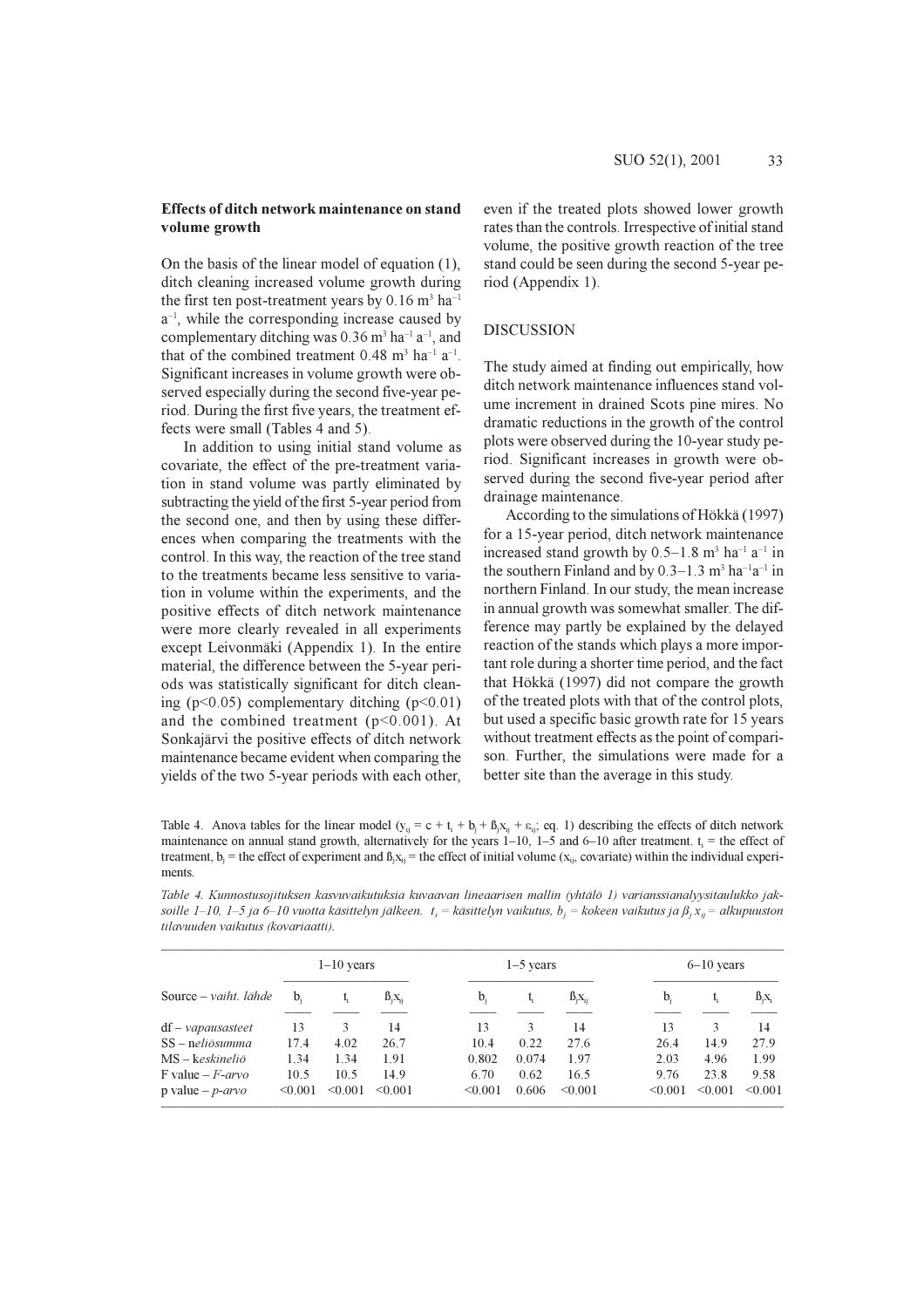### Effects of ditch network maintenance on stand volume growth

On the basis of the linear model of equation (1), ditch cleaning increased volume growth during the first ten post-treatment years by 0.16 $m^3$ $ha^{-1}$ $a^{-1}$, while the corresponding increase caused by complementary ditching was 0.36 $m^3$ $ha^{-1}$ $a^{-1}$, and that of the combined treatment 0.48 $m^3$ $ha^{-1}$ $a^{-1}$. Significant increases in volume growth were observed especially during the second five-year period. During the first five years, the treatment effects were small (Tables 4 and 5).

In addition to using initial stand volume as covariate, the effect of the pre-treatment variation in stand volume was partly eliminated by subtracting the yield of the first 5-year period from the second one, and then by using these differences when comparing the treatments with the control. In this way, the reaction of the tree stand to the treatments became less sensitive to variation in volume within the experiments, and the positive effects of ditch network maintenance were more clearly revealed in all experiments except Leivonmäki (Appendix 1). In the entire material, the difference between the 5-year periods was statistically significant for ditch cleaning ($p<0.05$) complementary ditching ($p<0.01$) and the combined treatment ($p<0.001$). At Sonkajärvi the positive effects of ditch network maintenance became evident when comparing the yields of the two 5-year periods with each other, even if the treated plots showed lower growth rates than the controls. Irrespective of initial stand volume, the positive growth reaction of the tree stand could be seen during the second 5-year period (Appendix 1).

## DISCUSSION

The study aimed at finding out empirically, how ditch network maintenance influences stand volume increment in drained Scots pine mires. No dramatic reductions in the growth of the control plots were observed during the 10-year study period. Significant increases in growth were observed during the second five-year period after drainage maintenance.

According to the simulations of Hökkä (1997) for a 15-year period, ditch network maintenance increased stand growth by 0.5–1.8 $m^3$ $ha^{-1}$ $a^{-1}$ in the southern Finland and by 0.3–1.3 $m^3$ $ha^{-1}a^{-1}$ in northern Finland. In our study, the mean increase in annual growth was somewhat smaller. The difference may partly be explained by the delayed reaction of the stands which plays a more important role during a shorter time period, and the fact that Hökkä (1997) did not compare the growth of the treated plots with that of the control plots, but used a specific basic growth rate for 15 years without treatment effects as the point of comparison. Further, the simulations were made for a better site than the average in this study.

Table 4. Anova tables for the linear model ($y_{ij} = c + t_i + b_j + \beta_j x_{ij} + \varepsilon_{ij}$; eq. 1) describing the effects of ditch network maintenance on annual stand growth, alternatively for the years 1–10, 1–5 and 6–10 after treatment. $t_i$ = the effect of treatment, $b_j$ = the effect of experiment and $\beta_j x_{ij}$ = the effect of initial volume ($x_{ij}$, covariate) within the individual experiments.

*Table 4. Kunnostusojituksen kasvuvaikutuksia kuvaavan lineaarisen mallin (yhtälö 1) varianssianalyysitaulukko jaksoille 1–10, 1–5 ja 6–10 vuotta käsittelyn jälkeen. $t_i$ = käsittelyn vaikutus, $b_j$ = kokeen vaikutus ja $\beta_j x_{ij}$ = alkupuuston tilavuuden vaikutus (kovariaatti).*

| | 1–10 years | | | 1–5 years | | | 6–10 years | | |
|---|---|---|---|---|---|---|---|---|---|
| Source – *vaiht. lähde* | $b_j$ | $t_i$ | $\beta_j x_{ij}$ | $b_j$ | $t_i$ | $\beta_j x_{ij}$ | $b_j$ | $t_i$ | $\beta_j x_i$ |
| df – *vapausasteet* | 13 | 3 | 14 | 13 | 3 | 14 | 13 | 3 | 14 |
| SS – n*eliösumma* | 17.4 | 4.02 | 26.7 | 10.4 | 0.22 | 27.6 | 26.4 | 14.9 | 27.9 |
| MS – k*eskineliö* | 1.34 | 1.34 | 1.91 | 0.802 | 0.074 | 1.97 | 2.03 | 4.96 | 1.99 |
| F value – *F-arvo* | 10.5 | 10.5 | 14.9 | 6.70 | 0.62 | 16.5 | 9.76 | 23.8 | 9.58 |
| p value – *p-arvo* | <0.001 | <0.001 | <0.001 | <0.001 | 0.606 | <0.001 | <0.001 | <0.001 | <0.001 |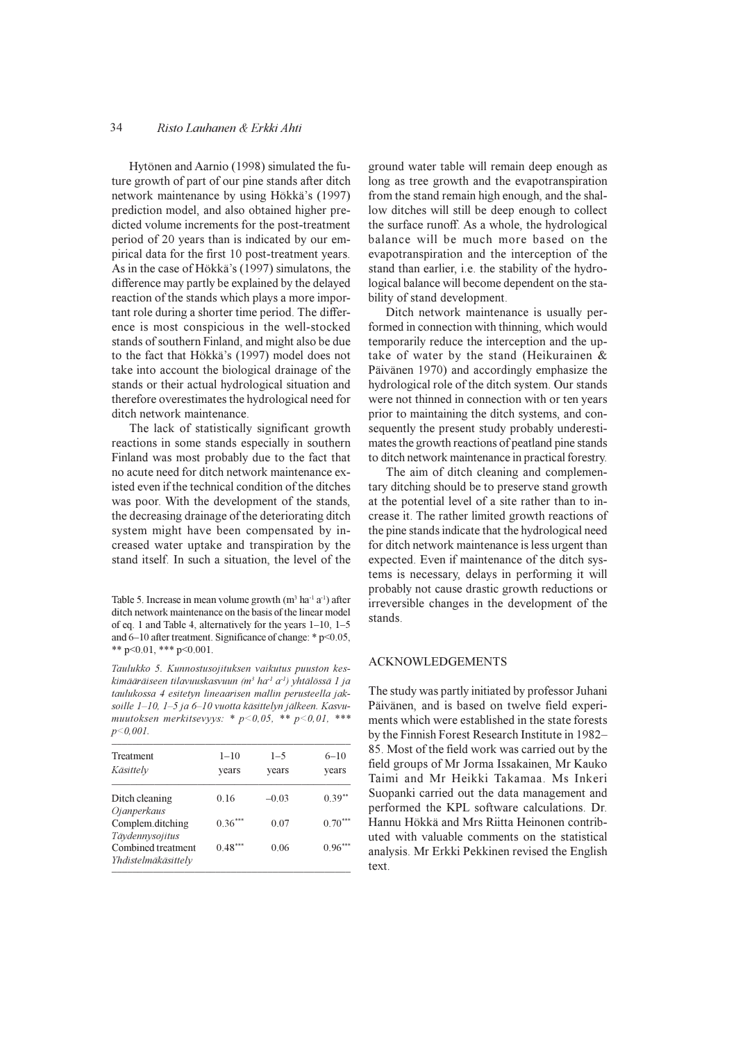Hytönen and Aarnio (1998) simulated the future growth of part of our pine stands after ditch network maintenance by using Hökkä's (1997) prediction model, and also obtained higher predicted volume increments for the post-treatment period of 20 years than is indicated by our empirical data for the first 10 post-treatment years. As in the case of Hökkä's (1997) simulatons, the difference may partly be explained by the delayed reaction of the stands which plays a more important role during a shorter time period. The difference is most conspicious in the well-stocked stands of southern Finland, and might also be due to the fact that Hökkä's (1997) model does not take into account the biological drainage of the stands or their actual hydrological situation and therefore overestimates the hydrological need for ditch network maintenance.

The lack of statistically significant growth reactions in some stands especially in southern Finland was most probably due to the fact that no acute need for ditch network maintenance existed even if the technical condition of the ditches was poor. With the development of the stands, the decreasing drainage of the deteriorating ditch system might have been compensated by increased water uptake and transpiration by the stand itself. In such a situation, the level of the ground water table will remain deep enough as long as tree growth and the evapotranspiration from the stand remain high enough, and the shallow ditches will still be deep enough to collect the surface runoff. As a whole, the hydrological balance will be much more based on the evapotranspiration and the interception of the stand than earlier, i.e. the stability of the hydrological balance will become dependent on the stability of stand development.

Table 5. Increase in mean volume growth ($m^3$ $ha^{-1}$ $a^{-1}$) after ditch network maintenance on the basis of the linear model of eq. 1 and Table 4, alternatively for the years 1–10, 1–5 and 6–10 after treatment. Significance of change: * $p<0.05$, ** $p<0.01$, *** $p<0.001$.

*Taulukko 5. Kunnostusojituksen vaikutus puuston keskimääräiseen tilavuuskasvuun ($m^3$ $ha^{-1}$ $a^{-1}$) yhtälössä 1 ja taulukossa 4 esitetyn lineaarisen mallin perusteella jaksoille 1–10, 1–5 ja 6–10 vuotta käsittelyn jälkeen. Kasvumuutoksen merkitsevyys: * $p<0,05$, ** $p<0,01$, *** $p<0,001$.*

| Treatment<br>*Käsittely* | 1–10<br>years | 1–5<br>years | 6–10<br>years |
|---|---|---|---|
| Ditch cleaning<br>*Ojanperkaus* | 0.16 | –0.03 | 0.39** |
| Complem.ditching<br>*Täydennysojitus* | 0.36*** | 0.07 | 0.70*** |
| Combined treatment<br>*Yhdistelmäkäsittely* | 0.48*** | 0.06 | 0.96*** |

Ditch network maintenance is usually performed in connection with thinning, which would temporarily reduce the interception and the uptake of water by the stand (Heikurainen & Päivänen 1970) and accordingly emphasize the hydrological role of the ditch system. Our stands were not thinned in connection with or ten years prior to maintaining the ditch systems, and consequently the present study probably underestimates the growth reactions of peatland pine stands to ditch network maintenance in practical forestry.

The aim of ditch cleaning and complementary ditching should be to preserve stand growth at the potential level of a site rather than to increase it. The rather limited growth reactions of the pine stands indicate that the hydrological need for ditch network maintenance is less urgent than expected. Even if maintenance of the ditch systems is necessary, delays in performing it will probably not cause drastic growth reductions or irreversible changes in the development of the stands.

## ACKNOWLEDGEMENTS

The study was partly initiated by professor Juhani Päivänen, and is based on twelve field experiments which were established in the state forests by the Finnish Forest Research Institute in 1982–85. Most of the field work was carried out by the field groups of Mr Jorma Issakainen, Mr Kauko Taimi and Mr Heikki Takamaa. Ms Inkeri Suopanki carried out the data management and performed the KPL software calculations. Dr. Hannu Hökkä and Mrs Riitta Heinonen contributed with valuable comments on the statistical analysis. Mr Erkki Pekkinen revised the English text.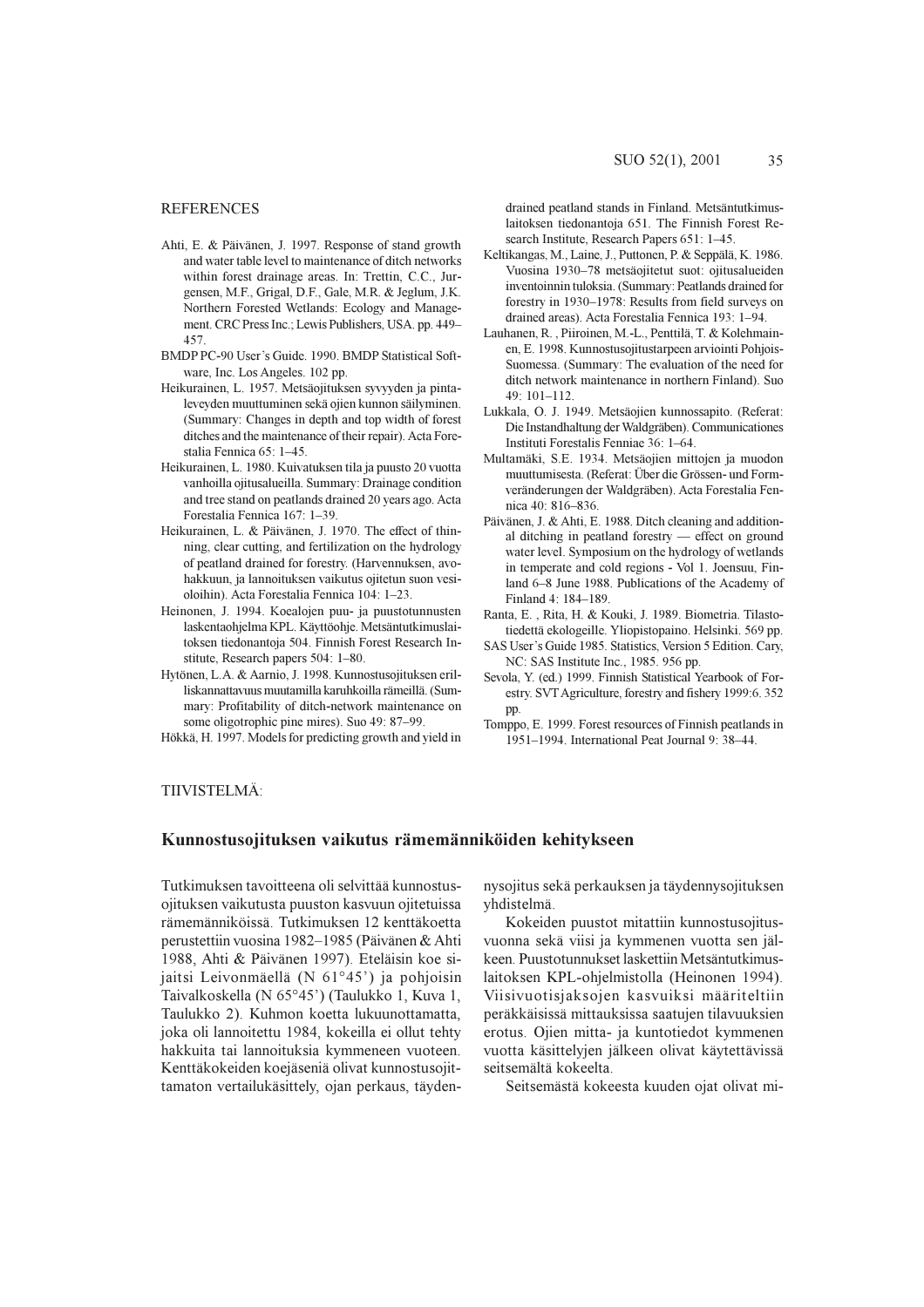## REFERENCES

Ahti, E. & Päivänen, J. 1997. Response of stand growth and water table level to maintenance of ditch networks within forest drainage areas. In: Trettin, C.C., Jurgensen, M.F., Grigal, D.F., Gale, M.R. & Jeglum, J.K. Northern Forested Wetlands: Ecology and Management. CRC Press Inc.; Lewis Publishers, USA. pp. 449–457.

BMDP PC-90 User's Guide. 1990. BMDP Statistical Software, Inc. Los Angeles. 102 pp.

Heikurainen, L. 1957. Metsäojituksen syvyyden ja pintaleveyden muuttuminen sekä ojien kunnon säilyminen. (Summary: Changes in depth and top width of forest ditches and the maintenance of their repair). Acta Forestalia Fennica 65: 1–45.

Heikurainen, L. 1980. Kuivatuksen tila ja puusto 20 vuotta vanhoilla ojitusalueilla. Summary: Drainage condition and tree stand on peatlands drained 20 years ago. Acta Forestalia Fennica 167: 1–39.

Heikurainen, L. & Päivänen, J. 1970. The effect of thinning, clear cutting, and fertilization on the hydrology of peatland drained for forestry. (Harvennuksen, avohakkuun, ja lannoituksen vaikutus ojitetun suon vesioloihin). Acta Forestalia Fennica 104: 1–23.

Heinonen, J. 1994. Koealojen puu- ja puustotunnusten laskentaohjelma KPL. Käyttöohje. Metsäntutkimuslaitoksen tiedonantoja 504. Finnish Forest Research Institute, Research papers 504: 1–80.

Hytönen, L.A. & Aarnio, J. 1998. Kunnostusojituksen erilliskannattavuus muutamilla karuhkoilla rämeillä. (Summary: Profitability of ditch-network maintenance on some oligotrophic pine mires). Suo 49: 87–99.

Hökkä, H. 1997. Models for predicting growth and yield in drained peatland stands in Finland. Metsäntutkimuslaitoksen tiedonantoja 651. The Finnish Forest Research Institute, Research Papers 651: 1–45.

Keltikangas, M., Laine, J., Puttonen, P. & Seppälä, K. 1986. Vuosina 1930–78 metsäojitetut suot: ojitusalueiden inventoinnin tuloksia. (Summary: Peatlands drained for forestry in 1930–1978: Results from field surveys on drained areas). Acta Forestalia Fennica 193: 1–94.

Lauhanen, R. , Piiroinen, M.-L., Penttilä, T. & Kolehmainen, E. 1998. Kunnostusojitustarpeen arviointi Pohjois-Suomessa. (Summary: The evaluation of the need for ditch network maintenance in northern Finland). Suo 49: 101–112.

Lukkala, O. J. 1949. Metsäojien kunnossapito. (Referat: Die Instandhaltung der Waldgräben). Communicationes Instituti Forestalis Fenniae 36: 1–64.

Multamäki, S.E. 1934. Metsäojien mittojen ja muodon muuttumisesta. (Referat: Über die Grössen- und Formveränderungen der Waldgräben). Acta Forestalia Fennica 40: 816–836.

Päivänen, J. & Ahti, E. 1988. Ditch cleaning and additional ditching in peatland forestry — effect on ground water level. Symposium on the hydrology of wetlands in temperate and cold regions - Vol 1. Joensuu, Finland 6–8 June 1988. Publications of the Academy of Finland 4: 184–189.

Ranta, E. , Rita, H. & Kouki, J. 1989. Biometria. Tilastotiedettä ekologeille. Yliopistopaino. Helsinki. 569 pp.

SAS User's Guide 1985. Statistics, Version 5 Edition. Cary, NC: SAS Institute Inc., 1985. 956 pp.

Sevola, Y. (ed.) 1999. Finnish Statistical Yearbook of Forestry. SVT Agriculture, forestry and fishery 1999:6. 352 pp.

Tomppo, E. 1999. Forest resources of Finnish peatlands in 1951–1994. International Peat Journal 9: 38–44.

TIIVISTELMÄ:

## Kunnostusojituksen vaikutus rämemänniköiden kehitykseen

Tutkimuksen tavoitteena oli selvittää kunnostusojituksen vaikutusta puuston kasvuun ojitetuissa rämemänniköissä. Tutkimuksen 12 kenttäkoetta perustettiin vuosina 1982–1985 (Päivänen & Ahti 1988, Ahti & Päivänen 1997). Eteläisin koe sijaitsi Leivonmäellä (N 61°45') ja pohjoisin Taivalkoskella (N 65°45') (Taulukko 1, Kuva 1, Taulukko 2). Kuhmon koetta lukuunottamatta, joka oli lannoitettu 1984, kokeilla ei ollut tehty hakkuita tai lannoituksia kymmeneen vuoteen. Kenttäkokeiden koejäseniä olivat kunnostusojittamaton vertailukäsittely, ojan perkaus, täydennysojitus sekä perkauksen ja täydennysojituksen yhdistelmä.

Kokeiden puustot mitattiin kunnostusojitusvuonna sekä viisi ja kymmenen vuotta sen jälkeen. Puustotunnukset laskettiin Metsäntutkimuslaitoksen KPL-ohjelmistolla (Heinonen 1994). Viisivuotisjaksojen kasvuiksi määriteltiin peräkkäisissä mittauksissa saatujen tilavuuksien erotus. Ojien mitta- ja kuntotiedot kymmenen vuotta käsittelyjen jälkeen olivat käytettävissä seitsemältä kokeelta.

Seitsemästä kokeesta kuuden ojat olivat mi-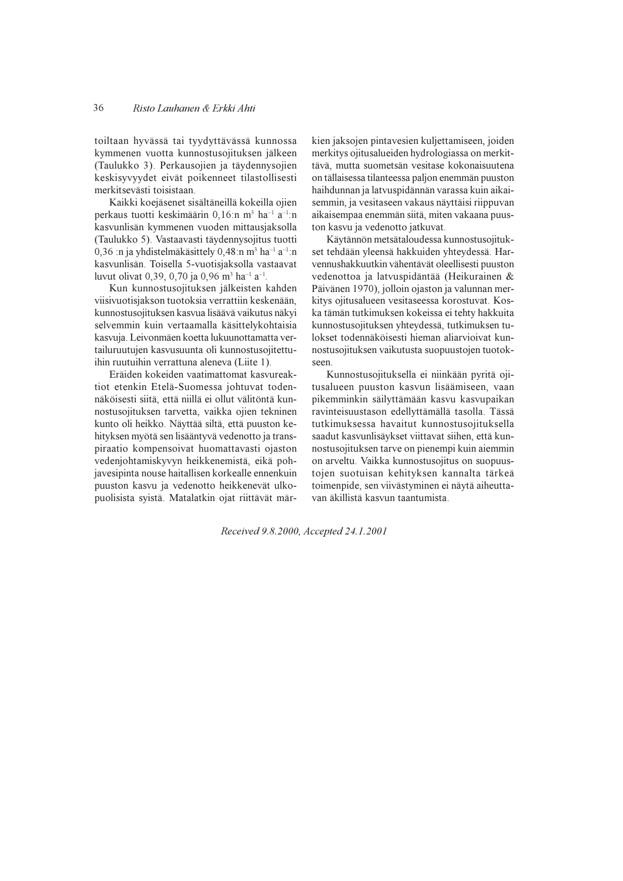toiltaan hyvässä tai tyydyttävässä kunnossa kymmenen vuotta kunnostusojituksen jälkeen (Taulukko 3). Perkausojien ja täydennysojien keskisyvyydet eivät poikenneet tilastollisesti merkitsevästi toisistaan.

Kaikki koejäsenet sisältäneillä kokeilla ojien perkaus tuotti keskimäärin 0,16:n $m^3$ $ha^{-1}$ $a^{-1}$:n kasvunlisän kymmenen vuoden mittausjaksolla (Taulukko 5). Vastaavasti täydennysojitus tuotti 0,36 :n ja yhdistelmäkäsittely 0,48:n $m^3$ $ha^{-1}$ $a^{-1}$:n kasvunlisän. Toisella 5-vuotisjaksolla vastaavat luvut olivat 0,39, 0,70 ja 0,96 $m^3$ $ha^{-1}$ $a^{-1}$.

Kun kunnostusojituksen jälkeisten kahden viisivuotisjakson tuotoksia verrattiin keskenään, kunnostusojituksen kasvua lisäävä vaikutus näkyi selvemmin kuin vertaamalla käsittelykohtaisia kasvuja. Leivonmäen koetta lukuunottamatta vertailuruutujen kasvusuunta oli kunnostusojitettuihin ruutuihin verrattuna aleneva (Liite 1).

Eräiden kokeiden vaatimattomat kasvureaktiot etenkin Etelä-Suomessa johtuvat todennäköisesti siitä, että niillä ei ollut välitöntä kunnostusojituksen tarvetta, vaikka ojien tekninen kunto oli heikko. Näyttää siltä, että puuston kehityksen myötä sen lisääntyvä vedenotto ja transpiraatio kompensoivat huomattavasti ojaston vedenjohtamiskyvyn heikkenemistä, eikä pohjavesipinta nouse haitallisen korkealle ennenkuin puuston kasvu ja vedenotto heikkenevät ulkopuolisista syistä. Matalatkin ojat riittävät märkien jaksojen pintavesien kuljettamiseen, joiden merkitys ojitusalueiden hydrologiassa on merkittävä, mutta suometsän vesitase kokonaisuutena on tällaisessa tilanteessa paljon enemmän puuston haihdunnan ja latvuspidännän varassa kuin aikaisemmin, ja vesitaseen vakaus näyttäisi riippuvan aikaisempaa enemmän siitä, miten vakaana puuston kasvu ja vedenotto jatkuvat.

Käytännön metsätaloudessa kunnostusojitukset tehdään yleensä hakkuiden yhteydessä. Harvennushakkuutkin vähentävät oleellisesti puuston vedenottoa ja latvuspidäntää (Heikurainen & Päivänen 1970), jolloin ojaston ja valunnan merkitys ojitusalueen vesitaseessa korostuvat. Koska tämän tutkimuksen kokeissa ei tehty hakkuita kunnostusojituksen yhteydessä, tutkimuksen tulokset todennäköisesti hieman aliarvioivat kunnostusojituksen vaikutusta suopuustojen tuotokseen.

Kunnostusojituksella ei niinkään pyritä ojitusalueen puuston kasvun lisäämiseen, vaan pikemminkin säilyttämään kasvu kasvupaikan ravinteisuustason edellyttämällä tasolla. Tässä tutkimuksessa havaitut kunnostusojituksella saadut kasvunlisäykset viittaavat siihen, että kunnostusojituksen tarve on pienempi kuin aiemmin on arveltu. Vaikka kunnostusojitus on suopuustojen suotuisan kehityksen kannalta tärkeä toimenpide, sen viivästyminen ei näytä aiheuttavan äkillistä kasvun taantumista.

*Received 9.8.2000, Accepted 24.1.2001*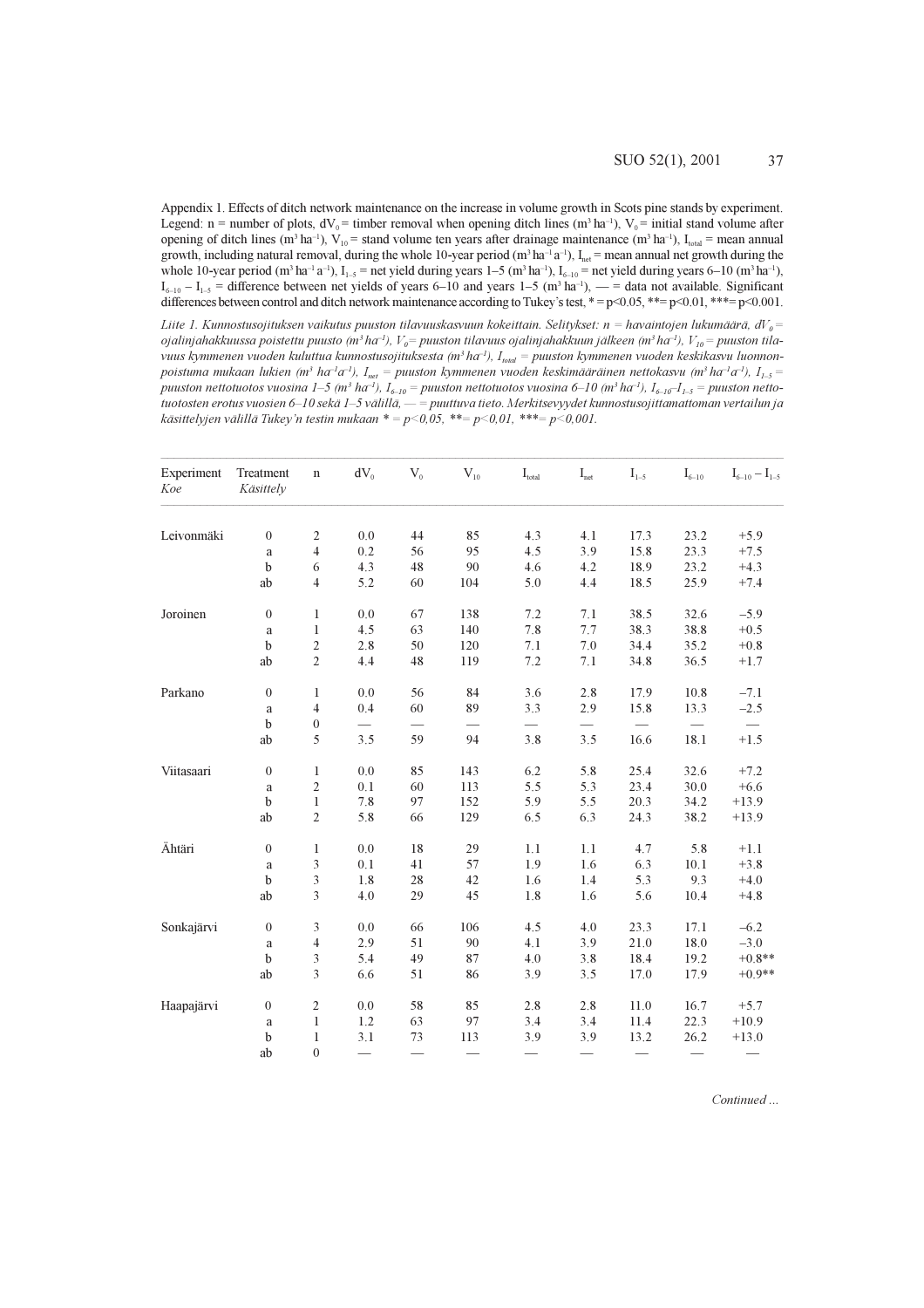Appendix 1. Effects of ditch network maintenance on the increase in volume growth in Scots pine stands by experiment. Legend: n = number of plots, $dV_0$ = timber removal when opening ditch lines ($m^3$ $ha^{-1}$), $V_0$ = initial stand volume after opening of ditch lines ($m^3$ $ha^{-1}$), $V_{10}$ = stand volume ten years after drainage maintenance ($m^3$ $ha^{-1}$), $I_{total}$ = mean annual growth, including natural removal, during the whole 10-year period ($m^3$ $ha^{-1}$ $a^{-1}$), $I_{net}$ = mean annual net growth during the whole 10-year period ($m^3$ $ha^{-1}$ $a^{-1}$), $I_{1-5}$ = net yield during years 1–5 ($m^3$ $ha^{-1}$), $I_{6-10}$ = net yield during years 6–10 ($m^3$ $ha^{-1}$), $I_{6-10} - I_{1-5}$ = difference between net yields of years 6–10 and years 1–5 ($m^3$ $ha^{-1}$), — = data not available. Significant differences between control and ditch network maintenance according to Tukey's test, * = $p<0.05$, **= $p<0.01$, ***= $p<0.001$.

*Liite 1. Kunnostusojituksen vaikutus puuston tilavuuskasvuun kokeittain. Selitykset: n = havaintojen lukumäärä, $dV_0$ = ojalinjahakkuussa poistettu puusto ($m^3$ $ha^{-1}$), $V_0$ = puuston tilavuus ojalinjahakkuun jälkeen ($m^3$ $ha^{-1}$), $V_{10}$ = puuston tilavuus kymmenen vuoden kuluttua kunnostusojituksesta ($m^3$ $ha^{-1}$), $I_{total}$ = puuston kymmenen vuoden keskikasvu luonnonpoistuma mukaan lukien ($m^3$ $ha^{-1}a^{-1}$), $I_{net}$ = puuston kymmenen vuoden keskimääräinen nettokasvu ($m^3$ $ha^{-1}a^{-1}$), $I_{1-5}$ = puuston nettotuotos vuosina 1–5 ($m^3$ $ha^{-1}$), $I_{6-10}$ = puuston nettotuotos vuosina 6–10 ($m^3$ $ha^{-1}$), $I_{6-10}$–$I_{1-5}$ = puuston nettotuotosten erotus vuosien 6–10 sekä 1–5 välillä, — = puuttuva tieto. Merkitsevyydet kunnostusojittamattoman vertailun ja käsiteltyjen välillä Tukey'n testin mukaan * = $p<0,05$, **= $p<0,01$, ***= $p<0,001$.*

| Experiment *Koe* | Treatment *Käsittely* | n | $dV_0$ | $V_0$ | $V_{10}$ | $I_{total}$ | $I_{net}$ | $I_{1-5}$ | $I_{6-10}$ | $I_{6-10} - I_{1-5}$ |
|---|---|---|---|---|---|---|---|---|---|---|
| Leivonmäki | 0 | 2 | 0.0 | 44 | 85 | 4.3 | 4.1 | 17.3 | 23.2 | +5.9 |
| | a | 4 | 0.2 | 56 | 95 | 4.5 | 3.9 | 15.8 | 23.3 | +7.5 |
| | b | 6 | 4.3 | 48 | 90 | 4.6 | 4.2 | 18.9 | 23.2 | +4.3 |
| | ab | 4 | 5.2 | 60 | 104 | 5.0 | 4.4 | 18.5 | 25.9 | +7.4 |
| Joroinen | 0 | 1 | 0.0 | 67 | 138 | 7.2 | 7.1 | 38.5 | 32.6 | –5.9 |
| | a | 1 | 4.5 | 63 | 140 | 7.8 | 7.7 | 38.3 | 38.8 | +0.5 |
| | b | 2 | 2.8 | 50 | 120 | 7.1 | 7.0 | 34.4 | 35.2 | +0.8 |
| | ab | 2 | 4.4 | 48 | 119 | 7.2 | 7.1 | 34.8 | 36.5 | +1.7 |
| Parkano | 0 | 1 | 0.0 | 56 | 84 | 3.6 | 2.8 | 17.9 | 10.8 | –7.1 |
| | a | 4 | 0.4 | 60 | 89 | 3.3 | 2.9 | 15.8 | 13.3 | –2.5 |
| | b | 0 | — | — | — | — | — | — | — | — |
| | ab | 5 | 3.5 | 59 | 94 | 3.8 | 3.5 | 16.6 | 18.1 | +1.5 |
| Viitasaari | 0 | 1 | 0.0 | 85 | 143 | 6.2 | 5.8 | 25.4 | 32.6 | +7.2 |
| | a | 2 | 0.1 | 60 | 113 | 5.5 | 5.3 | 23.4 | 30.0 | +6.6 |
| | b | 1 | 7.8 | 97 | 152 | 5.9 | 5.5 | 20.3 | 34.2 | +13.9 |
| | ab | 2 | 5.8 | 66 | 129 | 6.5 | 6.3 | 24.3 | 38.2 | +13.9 |
| Ähtäri | 0 | 1 | 0.0 | 18 | 29 | 1.1 | 1.1 | 4.7 | 5.8 | +1.1 |
| | a | 3 | 0.1 | 41 | 57 | 1.9 | 1.6 | 6.3 | 10.1 | +3.8 |
| | b | 3 | 1.8 | 28 | 42 | 1.6 | 1.4 | 5.3 | 9.3 | +4.0 |
| | ab | 3 | 4.0 | 29 | 45 | 1.8 | 1.6 | 5.6 | 10.4 | +4.8 |
| Sonkajärvi | 0 | 3 | 0.0 | 66 | 106 | 4.5 | 4.0 | 23.3 | 17.1 | –6.2 |
| | a | 4 | 2.9 | 51 | 90 | 4.1 | 3.9 | 21.0 | 18.0 | –3.0 |
| | b | 3 | 5.4 | 49 | 87 | 4.0 | 3.8 | 18.4 | 19.2 | +0.8** |
| | ab | 3 | 6.6 | 51 | 86 | 3.9 | 3.5 | 17.0 | 17.9 | +0.9** |
| Haapajärvi | 0 | 2 | 0.0 | 58 | 85 | 2.8 | 2.8 | 11.0 | 16.7 | +5.7 |
| | a | 1 | 1.2 | 63 | 97 | 3.4 | 3.4 | 11.4 | 22.3 | +10.9 |
| | b | 1 | 3.1 | 73 | 113 | 3.9 | 3.9 | 13.2 | 26.2 | +13.0 |
| | ab | 0 | — | — | — | — | — | — | — | — |

*Continued ...*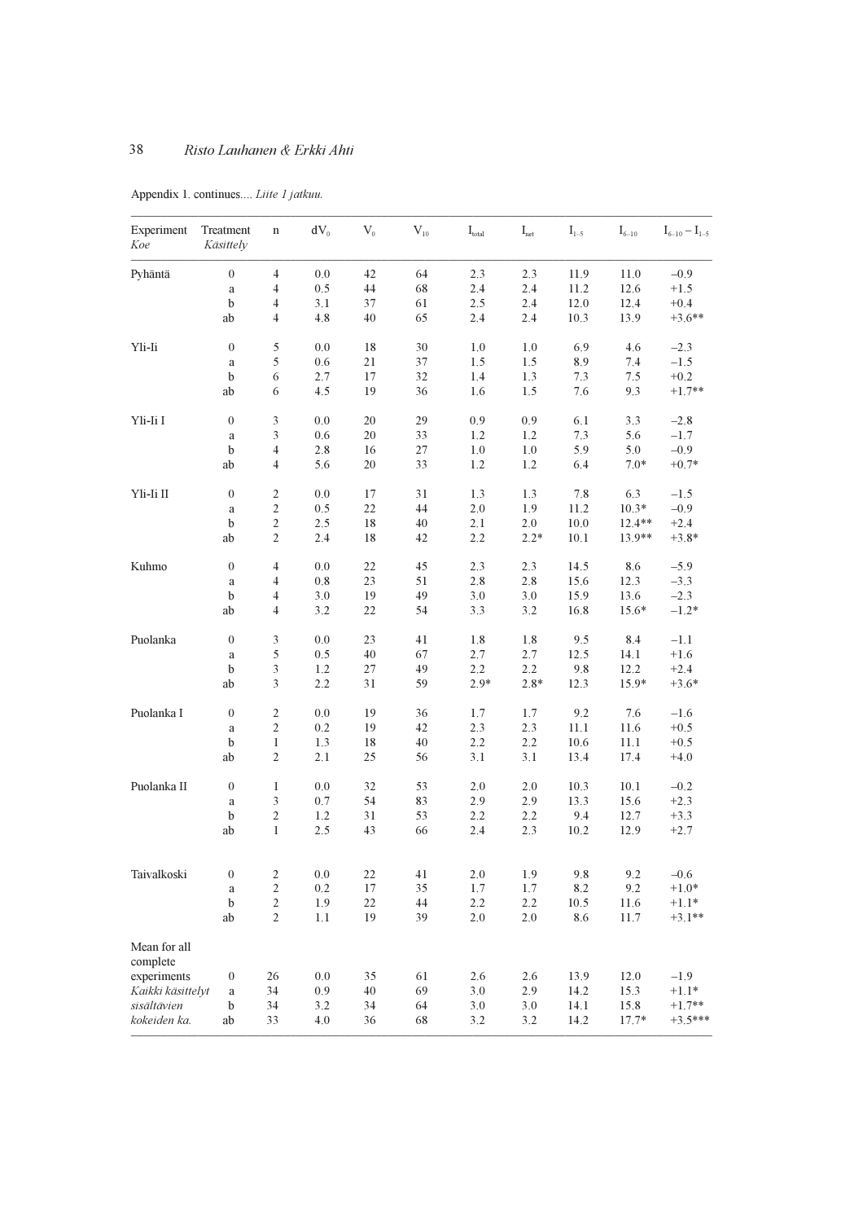Appendix 1. continues.... *Liite 1 jatkuu.*

| Experiment *Koe* | Treatment *Käsittely* | n | $dV_0$ | $V_0$ | $V_{10}$ | $I_{total}$ | $I_{net}$ | $I_{1-5}$ | $I_{6-10}$ | $I_{6-10} - I_{1-5}$ |
|---|---|---|---|---|---|---|---|---|---|---|
| Pyhäntä | 0 | 4 | 0.0 | 42 | 64 | 2.3 | 2.3 | 11.9 | 11.0 | –0.9 |
| | a | 4 | 0.5 | 44 | 68 | 2.4 | 2.4 | 11.2 | 12.6 | +1.5 |
| | b | 4 | 3.1 | 37 | 61 | 2.5 | 2.4 | 12.0 | 12.4 | +0.4 |
| | ab | 4 | 4.8 | 40 | 65 | 2.4 | 2.4 | 10.3 | 13.9 | +3.6** |
| Yli-Ii | 0 | 5 | 0.0 | 18 | 30 | 1.0 | 1.0 | 6.9 | 4.6 | –2.3 |
| | a | 5 | 0.6 | 21 | 37 | 1.5 | 1.5 | 8.9 | 7.4 | –1.5 |
| | b | 6 | 2.7 | 17 | 32 | 1.4 | 1.3 | 7.3 | 7.5 | +0.2 |
| | ab | 6 | 4.5 | 19 | 36 | 1.6 | 1.5 | 7.6 | 9.3 | +1.7** |
| Yli-Ii I | 0 | 3 | 0.0 | 20 | 29 | 0.9 | 0.9 | 6.1 | 3.3 | –2.8 |
| | a | 3 | 0.6 | 20 | 33 | 1.2 | 1.2 | 7.3 | 5.6 | –1.7 |
| | b | 4 | 2.8 | 16 | 27 | 1.0 | 1.0 | 5.9 | 5.0 | –0.9 |
| | ab | 4 | 5.6 | 20 | 33 | 1.2 | 1.2 | 6.4 | 7.0* | +0.7* |
| Yli-Ii II | 0 | 2 | 0.0 | 17 | 31 | 1.3 | 1.3 | 7.8 | 6.3 | –1.5 |
| | a | 2 | 0.5 | 22 | 44 | 2.0 | 1.9 | 11.2 | 10.3* | –0.9 |
| | b | 2 | 2.5 | 18 | 40 | 2.1 | 2.0 | 10.0 | 12.4** | +2.4 |
| | ab | 2 | 2.4 | 18 | 42 | 2.2 | 2.2* | 10.1 | 13.9** | +3.8* |
| Kuhmo | 0 | 4 | 0.0 | 22 | 45 | 2.3 | 2.3 | 14.5 | 8.6 | –5.9 |
| | a | 4 | 0.8 | 23 | 51 | 2.8 | 2.8 | 15.6 | 12.3 | –3.3 |
| | b | 4 | 3.0 | 19 | 49 | 3.0 | 3.0 | 15.9 | 13.6 | –2.3 |
| | ab | 4 | 3.2 | 22 | 54 | 3.3 | 3.2 | 16.8 | 15.6* | –1.2* |
| Puolanka | 0 | 3 | 0.0 | 23 | 41 | 1.8 | 1.8 | 9.5 | 8.4 | –1.1 |
| | a | 5 | 0.5 | 40 | 67 | 2.7 | 2.7 | 12.5 | 14.1 | +1.6 |
| | b | 3 | 1.2 | 27 | 49 | 2.2 | 2.2 | 9.8 | 12.2 | +2.4 |
| | ab | 3 | 2.2 | 31 | 59 | 2.9* | 2.8* | 12.3 | 15.9* | +3.6* |
| Puolanka I | 0 | 2 | 0.0 | 19 | 36 | 1.7 | 1.7 | 9.2 | 7.6 | –1.6 |
| | a | 2 | 0.2 | 19 | 42 | 2.3 | 2.3 | 11.1 | 11.6 | +0.5 |
| | b | 1 | 1.3 | 18 | 40 | 2.2 | 2.2 | 10.6 | 11.1 | +0.5 |
| | ab | 2 | 2.1 | 25 | 56 | 3.1 | 3.1 | 13.4 | 17.4 | +4.0 |
| Puolanka II | 0 | 1 | 0.0 | 32 | 53 | 2.0 | 2.0 | 10.3 | 10.1 | –0.2 |
| | a | 3 | 0.7 | 54 | 83 | 2.9 | 2.9 | 13.3 | 15.6 | +2.3 |
| | b | 2 | 1.2 | 31 | 53 | 2.2 | 2.2 | 9.4 | 12.7 | +3.3 |
| | ab | 1 | 2.5 | 43 | 66 | 2.4 | 2.3 | 10.2 | 12.9 | +2.7 |
| Taivalkoski | 0 | 2 | 0.0 | 22 | 41 | 2.0 | 1.9 | 9.8 | 9.2 | –0.6 |
| | a | 2 | 0.2 | 17 | 35 | 1.7 | 1.7 | 8.2 | 9.2 | +1.0* |
| | b | 2 | 1.9 | 22 | 44 | 2.2 | 2.2 | 10.5 | 11.6 | +1.1* |
| | ab | 2 | 1.1 | 19 | 39 | 2.0 | 2.0 | 8.6 | 11.7 | +3.1** |
| Mean for all complete experiments *Kaikki käsittelyt sisältävien kokeiden ka.* | 0 | 26 | 0.0 | 35 | 61 | 2.6 | 2.6 | 13.9 | 12.0 | –1.9 |
| | a | 34 | 0.9 | 40 | 69 | 3.0 | 2.9 | 14.2 | 15.3 | +1.1* |
| | b | 34 | 3.2 | 34 | 64 | 3.0 | 3.0 | 14.1 | 15.8 | +1.7** |
| | ab | 33 | 4.0 | 36 | 68 | 3.2 | 3.2 | 14.2 | 17.7* | +3.5*** |